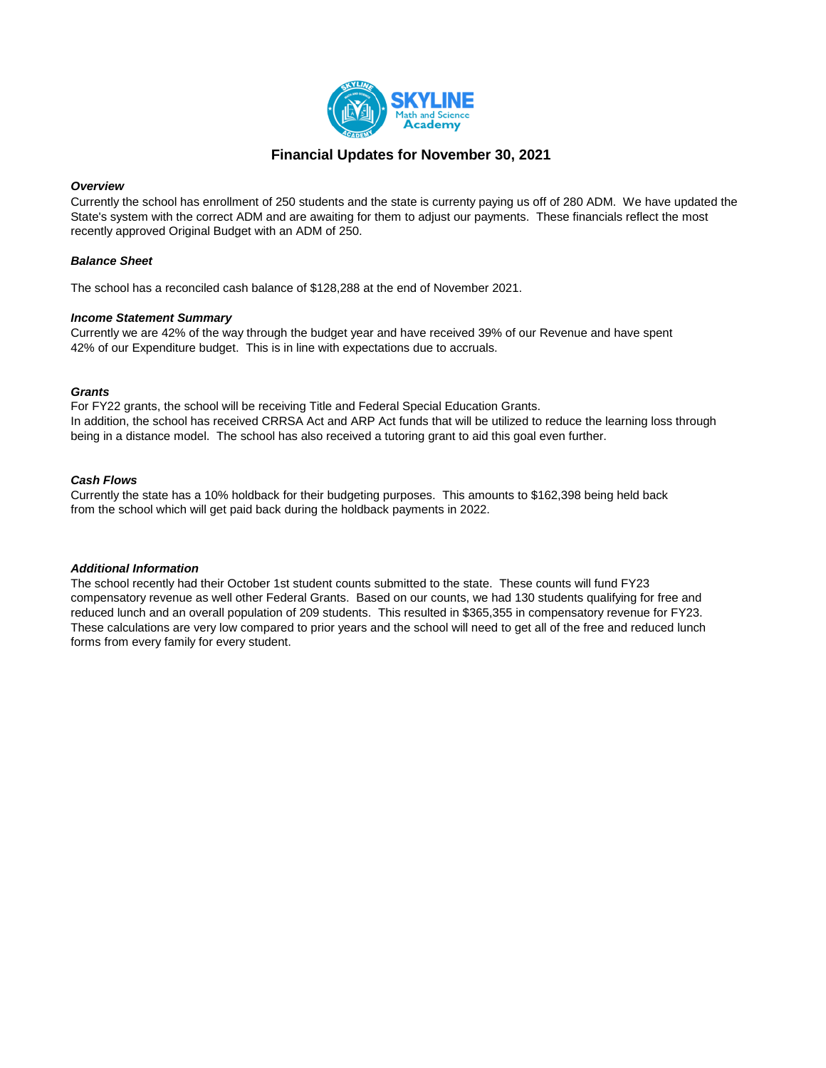# Financial Updates for November 30, 2021

***Overview***

Currently the school has enrollment of 250 students and the state is currenty paying us off of 280 ADM. We have updated the State's system with the correct ADM and are awaiting for them to adjust our payments. These financials reflect the most recently approved Original Budget with an ADM of 250.

***Balance Sheet***

The school has a reconciled cash balance of $128,288 at the end of November 2021.

***Income Statement Summary***

Currently we are 42% of the way through the budget year and have received 39% of our Revenue and have spent 42% of our Expenditure budget. This is in line with expectations due to accruals.

***Grants***

For FY22 grants, the school will be receiving Title and Federal Special Education Grants.
In addition, the school has received CRRSA Act and ARP Act funds that will be utilized to reduce the learning loss through being in a distance model. The school has also received a tutoring grant to aid this goal even further.

***Cash Flows***

Currently the state has a 10% holdback for their budgeting purposes. This amounts to $162,398 being held back from the school which will get paid back during the holdback payments in 2022.

***Additional Information***

The school recently had their October 1st student counts submitted to the state. These counts will fund FY23 compensatory revenue as well other Federal Grants. Based on our counts, we had 130 students qualifying for free and reduced lunch and an overall population of 209 students. This resulted in $365,355 in compensatory revenue for FY23. These calculations are very low compared to prior years and the school will need to get all of the free and reduced lunch forms from every family for every student.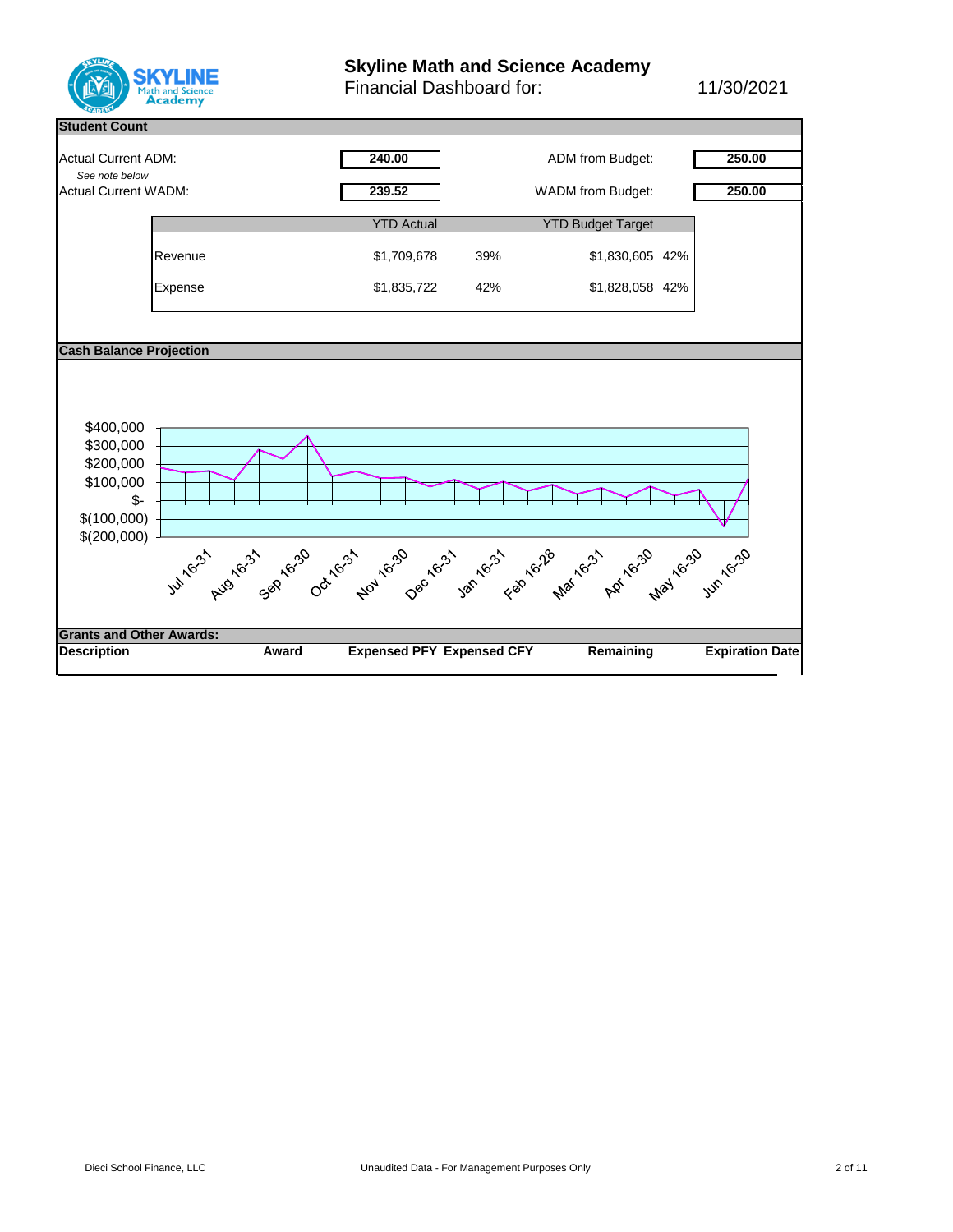# Skyline Math and Science Academy

Financial Dashboard for: 11/30/2021

## Student Count

| | | | |
|---|---|---|---|
| Actual Current ADM: | **240.00** | ADM from Budget: | **250.00** |
| *See note below* | | | |
| Actual Current WADM: | **239.52** | WADM from Budget: | **250.00** |

| | YTD Actual | | YTD Budget Target | |
|---|---|---|---|---|
| Revenue | $1,709,678 | 39% | $1,830,605 | 42% |
| Expense | $1,835,722 | 42% | $1,828,058 | 42% |

## Cash Balance Projection

$400,000
$300,000
$200,000
$100,000
$-
$(100,000)
$(200,000)

Jul 16-31, Aug 16-31, Sep 16-30, Oct 16-31, Nov 16-30, Dec 16-31, Jan 16-31, Feb 16-28, Mar 16-31, Apr 16-30, May 16-30, Jun 16-30

## Grants and Other Awards:

| Description | Award | Expensed PFY | Expensed CFY | Remaining | Expiration Date |
|---|---|---|---|---|---|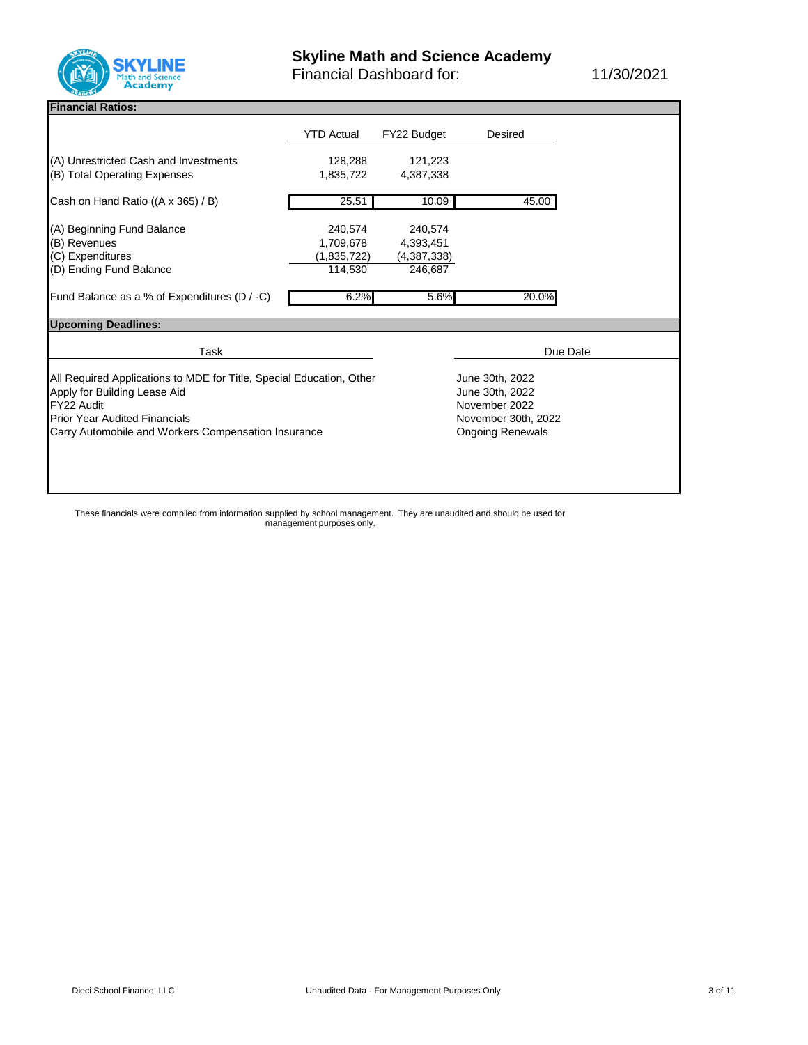# Skyline Math and Science Academy

Financial Dashboard for: 11/30/2021

## Financial Ratios:

| | YTD Actual | FY22 Budget | Desired |
|---|---|---|---|
| (A) Unrestricted Cash and Investments | 128,288 | 121,223 | |
| (B) Total Operating Expenses | 1,835,722 | 4,387,338 | |
| Cash on Hand Ratio ((A x 365) / B) | 25.51 | 10.09 | 45.00 |
| (A) Beginning Fund Balance | 240,574 | 240,574 | |
| (B) Revenues | 1,709,678 | 4,393,451 | |
| (C) Expenditures | (1,835,722) | (4,387,338) | |
| (D) Ending Fund Balance | 114,530 | 246,687 | |
| Fund Balance as a % of Expenditures (D / -C) | 6.2% | 5.6% | 20.0% |

## Upcoming Deadlines:

| Task | Due Date |
|---|---|
| All Required Applications to MDE for Title, Special Education, Other | June 30th, 2022 |
| Apply for Building Lease Aid | June 30th, 2022 |
| FY22 Audit | November 2022 |
| Prior Year Audited Financials | November 30th, 2022 |
| Carry Automobile and Workers Compensation Insurance | Ongoing Renewals |

These financials were compiled from information supplied by school management. They are unaudited and should be used for management purposes only.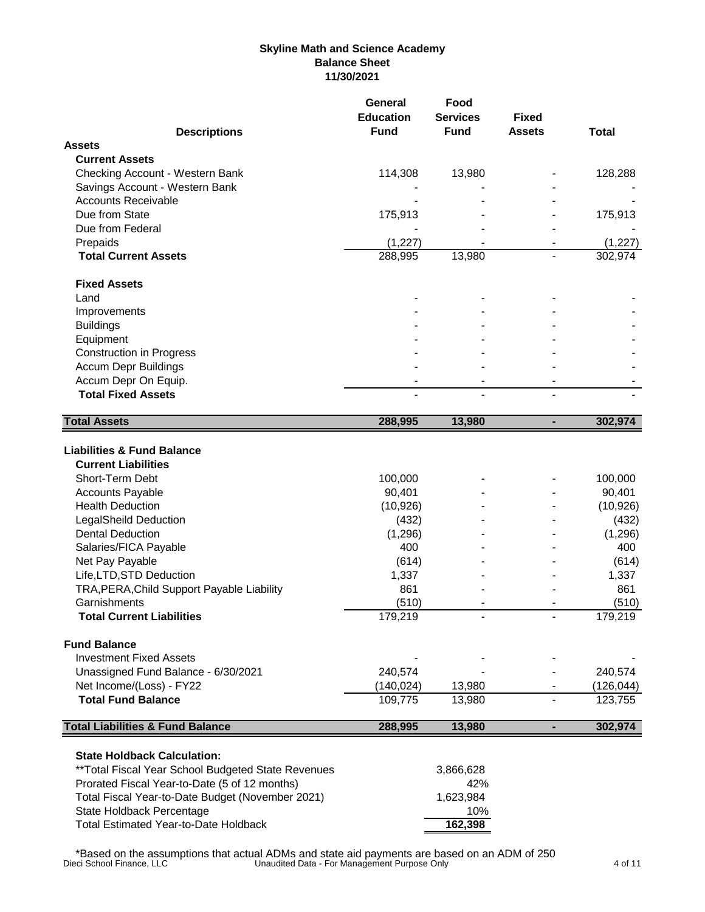# Skyline Math and Science Academy
## Balance Sheet
### 11/30/2021

| Descriptions | General Education Fund | Food Services Fund | Fixed Assets | Total |
|---|---|---|---|---|
| **Assets** | | | | |
| **Current Assets** | | | | |
| Checking Account - Western Bank | 114,308 | 13,980 | - | 128,288 |
| Savings Account - Western Bank | - | - | - | - |
| Accounts Receivable | - | - | - | - |
| Due from State | 175,913 | - | - | 175,913 |
| Due from Federal | - | - | - | - |
| Prepaids | (1,227) | - | - | (1,227) |
| **Total Current Assets** | 288,995 | 13,980 | - | 302,974 |
| **Fixed Assets** | | | | |
| Land | - | - | - | - |
| Improvements | - | - | - | - |
| Buildings | - | - | - | - |
| Equipment | - | - | - | - |
| Construction in Progress | - | - | - | - |
| Accum Depr Buildings | - | - | - | - |
| Accum Depr On Equip. | - | - | - | - |
| **Total Fixed Assets** | - | - | - | - |
| **Total Assets** | **288,995** | **13,980** | **-** | **302,974** |
| **Liabilities & Fund Balance** | | | | |
| **Current Liabilities** | | | | |
| Short-Term Debt | 100,000 | - | - | 100,000 |
| Accounts Payable | 90,401 | - | - | 90,401 |
| Health Deduction | (10,926) | - | - | (10,926) |
| LegalSheild Deduction | (432) | - | - | (432) |
| Dental Deduction | (1,296) | - | - | (1,296) |
| Salaries/FICA Payable | 400 | - | - | 400 |
| Net Pay Payable | (614) | - | - | (614) |
| Life,LTD,STD Deduction | 1,337 | - | - | 1,337 |
| TRA,PERA,Child Support Payable Liability | 861 | - | - | 861 |
| Garnishments | (510) | - | - | (510) |
| **Total Current Liabilities** | 179,219 | - | - | 179,219 |
| **Fund Balance** | | | | |
| Investment Fixed Assets | - | - | - | - |
| Unassigned Fund Balance - 6/30/2021 | 240,574 | - | - | 240,574 |
| Net Income/(Loss) - FY22 | (140,024) | 13,980 | - | (126,044) |
| **Total Fund Balance** | 109,775 | 13,980 | - | 123,755 |
| **Total Liabilities & Fund Balance** | **288,995** | **13,980** | **-** | **302,974** |

**State Holdback Calculation:**

| | |
|---|---|
| **Total Fiscal Year School Budgeted State Revenues | 3,866,628 |
| Prorated Fiscal Year-to-Date (5 of 12 months) | 42% |
| Total Fiscal Year-to-Date Budget (November 2021) | 1,623,984 |
| State Holdback Percentage | 10% |
| Total Estimated Year-to-Date Holdback | **162,398** |

*Based on the assumptions that actual ADMs and state aid payments are based on an ADM of 250

Dieci School Finance, LLC — Unaudited Data - For Management Purpose Only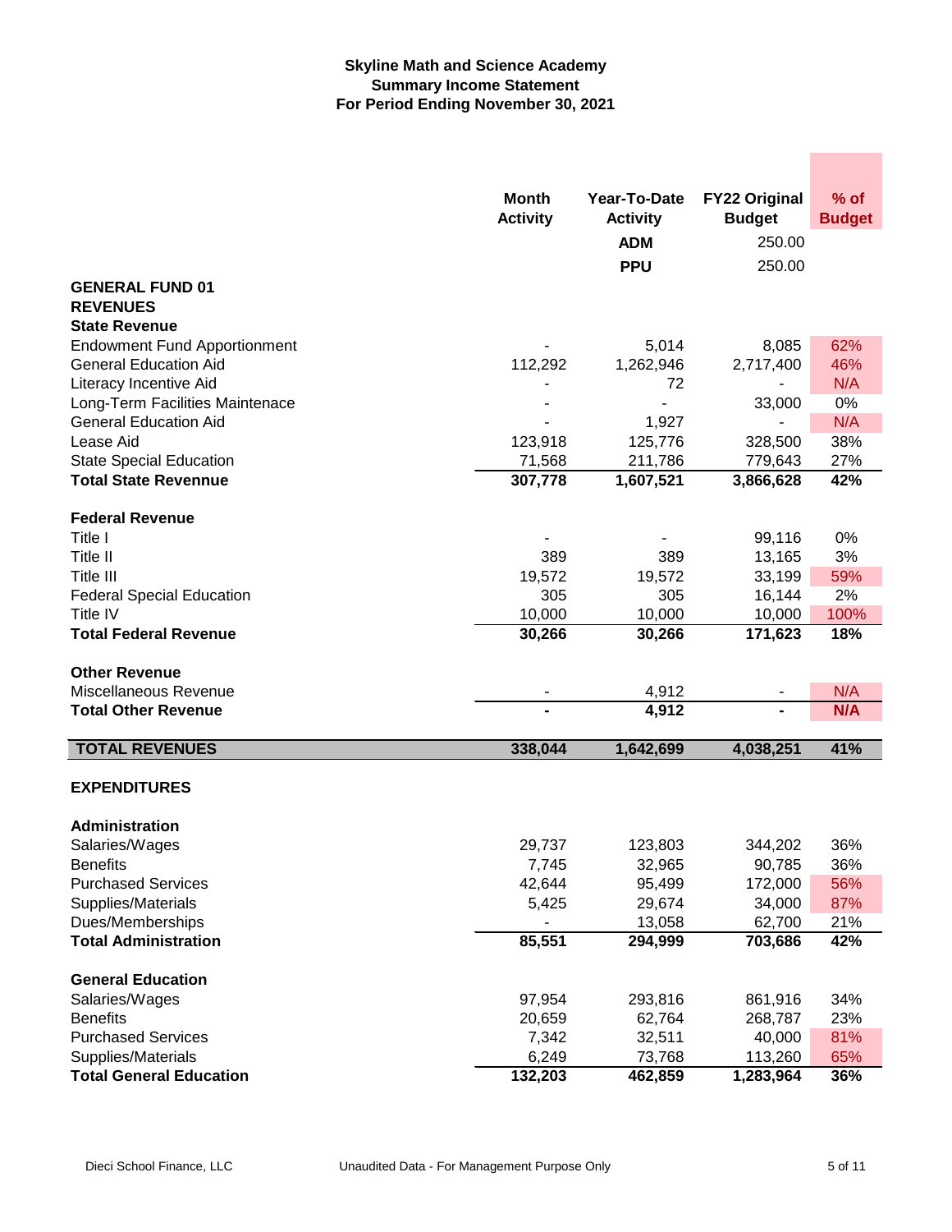**Skyline Math and Science Academy**
**Summary Income Statement**
**For Period Ending November 30, 2021**

| | Month Activity | Year-To-Date Activity | FY22 Original Budget | % of Budget |
|---|---|---|---|---|
| | | **ADM** | 250.00 | |
| | | **PPU** | 250.00 | |
| **GENERAL FUND 01** | | | | |
| **REVENUES** | | | | |
| **State Revenue** | | | | |
| Endowment Fund Apportionment | - | 5,014 | 8,085 | 62% |
| General Education Aid | 112,292 | 1,262,946 | 2,717,400 | 46% |
| Literacy Incentive Aid | - | 72 | - | N/A |
| Long-Term Facilities Maintenace | - | - | 33,000 | 0% |
| General Education Aid | - | 1,927 | - | N/A |
| Lease Aid | 123,918 | 125,776 | 328,500 | 38% |
| State Special Education | 71,568 | 211,786 | 779,643 | 27% |
| **Total State Revennue** | **307,778** | **1,607,521** | **3,866,628** | **42%** |
| | | | | |
| **Federal Revenue** | | | | |
| Title I | - | - | 99,116 | 0% |
| Title II | 389 | 389 | 13,165 | 3% |
| Title III | 19,572 | 19,572 | 33,199 | 59% |
| Federal Special Education | 305 | 305 | 16,144 | 2% |
| Title IV | 10,000 | 10,000 | 10,000 | 100% |
| **Total Federal Revenue** | **30,266** | **30,266** | **171,623** | **18%** |
| | | | | |
| **Other Revenue** | | | | |
| Miscellaneous Revenue | - | 4,912 | - | N/A |
| **Total Other Revenue** | **-** | **4,912** | **-** | **N/A** |
| | | | | |
| **TOTAL REVENUES** | **338,044** | **1,642,699** | **4,038,251** | **41%** |
| | | | | |
| **EXPENDITURES** | | | | |
| | | | | |
| **Administration** | | | | |
| Salaries/Wages | 29,737 | 123,803 | 344,202 | 36% |
| Benefits | 7,745 | 32,965 | 90,785 | 36% |
| Purchased Services | 42,644 | 95,499 | 172,000 | 56% |
| Supplies/Materials | 5,425 | 29,674 | 34,000 | 87% |
| Dues/Memberships | - | 13,058 | 62,700 | 21% |
| **Total Administration** | **85,551** | **294,999** | **703,686** | **42%** |
| | | | | |
| **General Education** | | | | |
| Salaries/Wages | 97,954 | 293,816 | 861,916 | 34% |
| Benefits | 20,659 | 62,764 | 268,787 | 23% |
| Purchased Services | 7,342 | 32,511 | 40,000 | 81% |
| Supplies/Materials | 6,249 | 73,768 | 113,260 | 65% |
| **Total General Education** | **132,203** | **462,859** | **1,283,964** | **36%** |

Dieci School Finance, LLC — Unaudited Data - For Management Purpose Only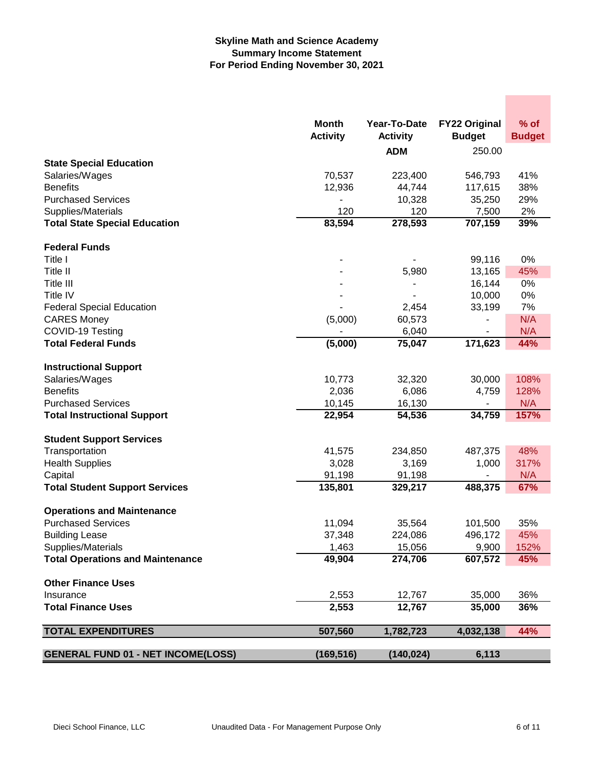**Skyline Math and Science Academy**
**Summary Income Statement**
**For Period Ending November 30, 2021**

| | Month Activity | Year-To-Date Activity | FY22 Original Budget | % of Budget |
|---|---|---|---|---|
| | | ADM | 250.00 | |
| **State Special Education** | | | | |
| Salaries/Wages | 70,537 | 223,400 | 546,793 | 41% |
| Benefits | 12,936 | 44,744 | 117,615 | 38% |
| Purchased Services | - | 10,328 | 35,250 | 29% |
| Supplies/Materials | 120 | 120 | 7,500 | 2% |
| **Total State Special Education** | **83,594** | **278,593** | **707,159** | **39%** |
| **Federal Funds** | | | | |
| Title I | - | - | 99,116 | 0% |
| Title II | - | 5,980 | 13,165 | 45% |
| Title III | - | - | 16,144 | 0% |
| Title IV | - | - | 10,000 | 0% |
| Federal Special Education | - | 2,454 | 33,199 | 7% |
| CARES Money | (5,000) | 60,573 | - | N/A |
| COVID-19 Testing | - | 6,040 | - | N/A |
| **Total Federal Funds** | **(5,000)** | **75,047** | **171,623** | **44%** |
| **Instructional Support** | | | | |
| Salaries/Wages | 10,773 | 32,320 | 30,000 | 108% |
| Benefits | 2,036 | 6,086 | 4,759 | 128% |
| Purchased Services | 10,145 | 16,130 | - | N/A |
| **Total Instructional Support** | **22,954** | **54,536** | **34,759** | **157%** |
| **Student Support Services** | | | | |
| Transportation | 41,575 | 234,850 | 487,375 | 48% |
| Health Supplies | 3,028 | 3,169 | 1,000 | 317% |
| Capital | 91,198 | 91,198 | - | N/A |
| **Total Student Support Services** | **135,801** | **329,217** | **488,375** | **67%** |
| **Operations and Maintenance** | | | | |
| Purchased Services | 11,094 | 35,564 | 101,500 | 35% |
| Building Lease | 37,348 | 224,086 | 496,172 | 45% |
| Supplies/Materials | 1,463 | 15,056 | 9,900 | 152% |
| **Total Operations and Maintenance** | **49,904** | **274,706** | **607,572** | **45%** |
| **Other Finance Uses** | | | | |
| Insurance | 2,553 | 12,767 | 35,000 | 36% |
| **Total Finance Uses** | **2,553** | **12,767** | **35,000** | **36%** |
| **TOTAL EXPENDITURES** | **507,560** | **1,782,723** | **4,032,138** | **44%** |
| **GENERAL FUND 01 - NET INCOME(LOSS)** | **(169,516)** | **(140,024)** | **6,113** | |

Dieci School Finance, LLC — Unaudited Data - For Management Purpose Only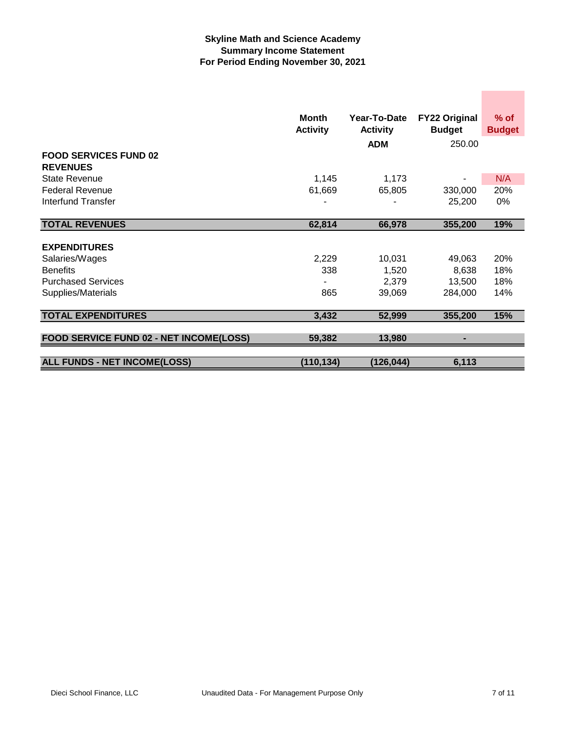**Skyline Math and Science Academy**
**Summary Income Statement**
**For Period Ending November 30, 2021**

| | Month Activity | Year-To-Date Activity | FY22 Original Budget | % of Budget |
|---|---|---|---|---|
| | | **ADM** | 250.00 | |
| **FOOD SERVICES FUND 02** | | | | |
| **REVENUES** | | | | |
| State Revenue | 1,145 | 1,173 | - | N/A |
| Federal Revenue | 61,669 | 65,805 | 330,000 | 20% |
| Interfund Transfer | - | - | 25,200 | 0% |
| **TOTAL REVENUES** | **62,814** | **66,978** | **355,200** | **19%** |
| **EXPENDITURES** | | | | |
| Salaries/Wages | 2,229 | 10,031 | 49,063 | 20% |
| Benefits | 338 | 1,520 | 8,638 | 18% |
| Purchased Services | - | 2,379 | 13,500 | 18% |
| Supplies/Materials | 865 | 39,069 | 284,000 | 14% |
| **TOTAL EXPENDITURES** | **3,432** | **52,999** | **355,200** | **15%** |
| **FOOD SERVICE FUND 02 - NET INCOME(LOSS)** | **59,382** | **13,980** | **-** | |
| **ALL FUNDS - NET INCOME(LOSS)** | **(110,134)** | **(126,044)** | **6,113** | |

Dieci School Finance, LLC — Unaudited Data - For Management Purpose Only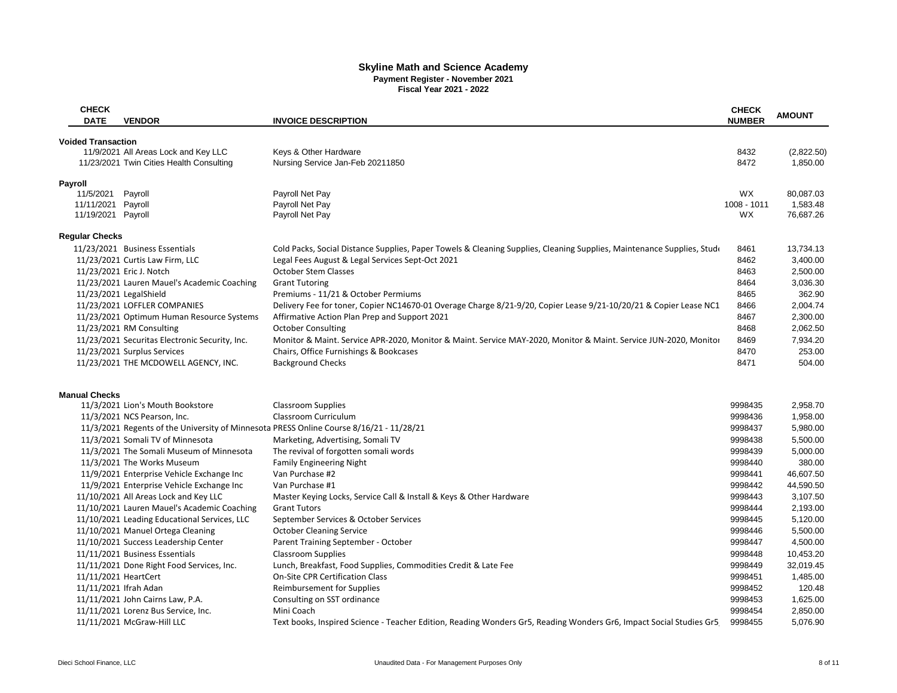# Skyline Math and Science Academy

**Payment Register - November 2021**

**Fiscal Year 2021 - 2022**

| CHECK DATE | VENDOR | INVOICE DESCRIPTION | CHECK NUMBER | AMOUNT |
|---|---|---|---|---|
| **Voided Transaction** | | | | |
| 11/9/2021 | All Areas Lock and Key LLC | Keys & Other Hardware | 8432 | (2,822.50) |
| 11/23/2021 | Twin Cities Health Consulting | Nursing Service Jan-Feb 20211850 | 8472 | 1,850.00 |
| **Payroll** | | | | |
| 11/5/2021 | Payroll | Payroll Net Pay | WX | 80,087.03 |
| 11/11/2021 | Payroll | Payroll Net Pay | 1008 - 1011 | 1,583.48 |
| 11/19/2021 | Payroll | Payroll Net Pay | WX | 76,687.26 |
| **Regular Checks** | | | | |
| 11/23/2021 | Business Essentials | Cold Packs, Social Distance Supplies, Paper Towels & Cleaning Supplies, Cleaning Supplies, Maintenance Supplies, Stud | 8461 | 13,734.13 |
| 11/23/2021 | Curtis Law Firm, LLC | Legal Fees August & Legal Services Sept-Oct 2021 | 8462 | 3,400.00 |
| 11/23/2021 | Eric J. Notch | October Stem Classes | 8463 | 2,500.00 |
| 11/23/2021 | Lauren Mauel's Academic Coaching | Grant Tutoring | 8464 | 3,036.30 |
| 11/23/2021 | LegalShield | Premiums - 11/21 & October Permiums | 8465 | 362.90 |
| 11/23/2021 | LOFFLER COMPANIES | Delivery Fee for toner, Copier NC14670-01 Overage Charge 8/21-9/20, Copier Lease 9/21-10/20/21 & Copier Lease NC1 | 8466 | 2,004.74 |
| 11/23/2021 | Optimum Human Resource Systems | Affirmative Action Plan Prep and Support 2021 | 8467 | 2,300.00 |
| 11/23/2021 | RM Consulting | October Consulting | 8468 | 2,062.50 |
| 11/23/2021 | Securitas Electronic Security, Inc. | Monitor & Maint. Service APR-2020, Monitor & Maint. Service MAY-2020, Monitor & Maint. Service JUN-2020, Monitor | 8469 | 7,934.20 |
| 11/23/2021 | Surplus Services | Chairs, Office Furnishings & Bookcases | 8470 | 253.00 |
| 11/23/2021 | THE MCDOWELL AGENCY, INC. | Background Checks | 8471 | 504.00 |
| **Manual Checks** | | | | |
| 11/3/2021 | Lion's Mouth Bookstore | Classroom Supplies | 9998435 | 2,958.70 |
| 11/3/2021 | NCS Pearson, Inc. | Classroom Curriculum | 9998436 | 1,958.00 |
| 11/3/2021 | Regents of the University of Minnesota | PRESS Online Course 8/16/21 - 11/28/21 | 9998437 | 5,980.00 |
| 11/3/2021 | Somali TV of Minnesota | Marketing, Advertising, Somali TV | 9998438 | 5,500.00 |
| 11/3/2021 | The Somali Museum of Minnesota | The revival of forgotten somali words | 9998439 | 5,000.00 |
| 11/3/2021 | The Works Museum | Family Engineering Night | 9998440 | 380.00 |
| 11/9/2021 | Enterprise Vehicle Exchange Inc | Van Purchase #2 | 9998441 | 46,607.50 |
| 11/9/2021 | Enterprise Vehicle Exchange Inc | Van Purchase #1 | 9998442 | 44,590.50 |
| 11/10/2021 | All Areas Lock and Key LLC | Master Keying Locks, Service Call & Install & Keys & Other Hardware | 9998443 | 3,107.50 |
| 11/10/2021 | Lauren Mauel's Academic Coaching | Grant Tutors | 9998444 | 2,193.00 |
| 11/10/2021 | Leading Educational Services, LLC | September Services & October Services | 9998445 | 5,120.00 |
| 11/10/2021 | Manuel Ortega Cleaning | October Cleaning Service | 9998446 | 5,500.00 |
| 11/10/2021 | Success Leadership Center | Parent Training September - October | 9998447 | 4,500.00 |
| 11/11/2021 | Business Essentials | Classroom Supplies | 9998448 | 10,453.20 |
| 11/11/2021 | Done Right Food Services, Inc. | Lunch, Breakfast, Food Supplies, Commodities Credit & Late Fee | 9998449 | 32,019.45 |
| 11/11/2021 | HeartCert | On-Site CPR Certification Class | 9998451 | 1,485.00 |
| 11/11/2021 | Ifrah Adan | Reimbursement for Supplies | 9998452 | 120.48 |
| 11/11/2021 | John Cairns Law, P.A. | Consulting on SST ordinance | 9998453 | 1,625.00 |
| 11/11/2021 | Lorenz Bus Service, Inc. | Mini Coach | 9998454 | 2,850.00 |
| 11/11/2021 | McGraw-Hill LLC | Text books, Inspired Science - Teacher Edition, Reading Wonders Gr5, Reading Wonders Gr6, Impact Social Studies Gr5 | 9998455 | 5,076.90 |

Dieci School Finance, LLC — Unaudited Data - For Management Purposes Only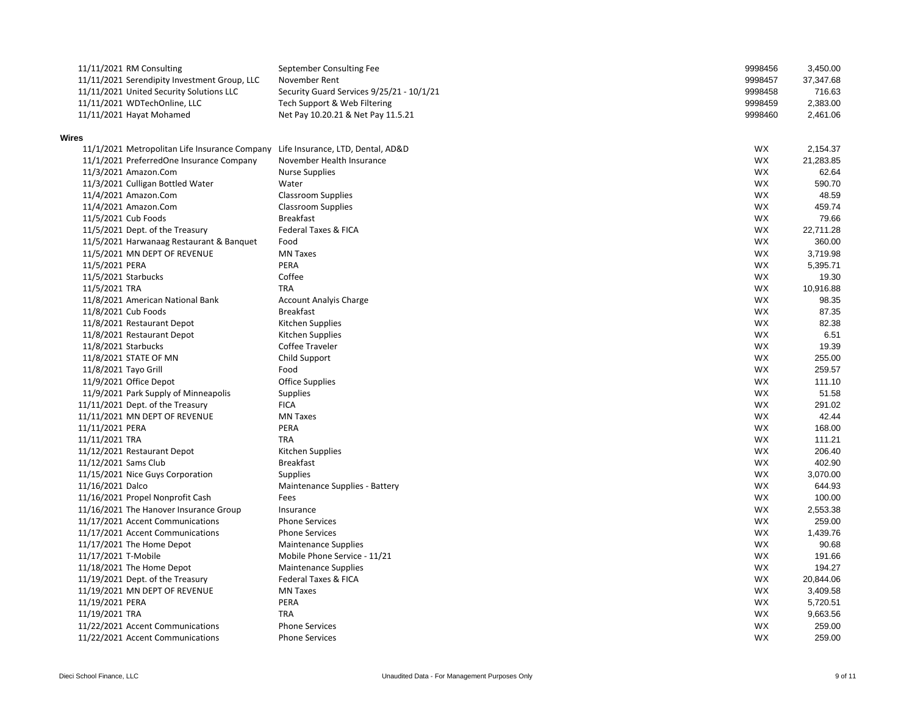| Date | Vendor | Description | Check # | Amount |
|---|---|---|---|---|
| 11/11/2021 | RM Consulting | September Consulting Fee | 9998456 | 3,450.00 |
| 11/11/2021 | Serendipity Investment Group, LLC | November Rent | 9998457 | 37,347.68 |
| 11/11/2021 | United Security Solutions LLC | Security Guard Services 9/25/21 - 10/1/21 | 9998458 | 716.63 |
| 11/11/2021 | WDTechOnline, LLC | Tech Support & Web Filtering | 9998459 | 2,383.00 |
| 11/11/2021 | Hayat Mohamed | Net Pay 10.20.21 & Net Pay 11.5.21 | 9998460 | 2,461.06 |

**Wires**

| Date | Vendor | Description | Type | Amount |
|---|---|---|---|---|
| 11/1/2021 | Metropolitan Life Insurance Company | Life Insurance, LTD, Dental, AD&D | WX | 2,154.37 |
| 11/1/2021 | PreferredOne Insurance Company | November Health Insurance | WX | 21,283.85 |
| 11/3/2021 | Amazon.Com | Nurse Supplies | WX | 62.64 |
| 11/3/2021 | Culligan Bottled Water | Water | WX | 590.70 |
| 11/4/2021 | Amazon.Com | Classroom Supplies | WX | 48.59 |
| 11/4/2021 | Amazon.Com | Classroom Supplies | WX | 459.74 |
| 11/5/2021 | Cub Foods | Breakfast | WX | 79.66 |
| 11/5/2021 | Dept. of the Treasury | Federal Taxes & FICA | WX | 22,711.28 |
| 11/5/2021 | Harwanaag Restaurant & Banquet | Food | WX | 360.00 |
| 11/5/2021 | MN DEPT OF REVENUE | MN Taxes | WX | 3,719.98 |
| 11/5/2021 | PERA | PERA | WX | 5,395.71 |
| 11/5/2021 | Starbucks | Coffee | WX | 19.30 |
| 11/5/2021 | TRA | TRA | WX | 10,916.88 |
| 11/8/2021 | American National Bank | Account Analyis Charge | WX | 98.35 |
| 11/8/2021 | Cub Foods | Breakfast | WX | 87.35 |
| 11/8/2021 | Restaurant Depot | Kitchen Supplies | WX | 82.38 |
| 11/8/2021 | Restaurant Depot | Kitchen Supplies | WX | 6.51 |
| 11/8/2021 | Starbucks | Coffee Traveler | WX | 19.39 |
| 11/8/2021 | STATE OF MN | Child Support | WX | 255.00 |
| 11/8/2021 | Tayo Grill | Food | WX | 259.57 |
| 11/9/2021 | Office Depot | Office Supplies | WX | 111.10 |
| 11/9/2021 | Park Supply of Minneapolis | Supplies | WX | 51.58 |
| 11/11/2021 | Dept. of the Treasury | FICA | WX | 291.02 |
| 11/11/2021 | MN DEPT OF REVENUE | MN Taxes | WX | 42.44 |
| 11/11/2021 | PERA | PERA | WX | 168.00 |
| 11/11/2021 | TRA | TRA | WX | 111.21 |
| 11/12/2021 | Restaurant Depot | Kitchen Supplies | WX | 206.40 |
| 11/12/2021 | Sams Club | Breakfast | WX | 402.90 |
| 11/15/2021 | Nice Guys Corporation | Supplies | WX | 3,070.00 |
| 11/16/2021 | Dalco | Maintenance Supplies - Battery | WX | 644.93 |
| 11/16/2021 | Propel Nonprofit Cash | Fees | WX | 100.00 |
| 11/16/2021 | The Hanover Insurance Group | Insurance | WX | 2,553.38 |
| 11/17/2021 | Accent Communications | Phone Services | WX | 259.00 |
| 11/17/2021 | Accent Communications | Phone Services | WX | 1,439.76 |
| 11/17/2021 | The Home Depot | Maintenance Supplies | WX | 90.68 |
| 11/17/2021 | T-Mobile | Mobile Phone Service - 11/21 | WX | 191.66 |
| 11/18/2021 | The Home Depot | Maintenance Supplies | WX | 194.27 |
| 11/19/2021 | Dept. of the Treasury | Federal Taxes & FICA | WX | 20,844.06 |
| 11/19/2021 | MN DEPT OF REVENUE | MN Taxes | WX | 3,409.58 |
| 11/19/2021 | PERA | PERA | WX | 5,720.51 |
| 11/19/2021 | TRA | TRA | WX | 9,663.56 |
| 11/22/2021 | Accent Communications | Phone Services | WX | 259.00 |
| 11/22/2021 | Accent Communications | Phone Services | WX | 259.00 |

Dieci School Finance, LLC — Unaudited Data - For Management Purposes Only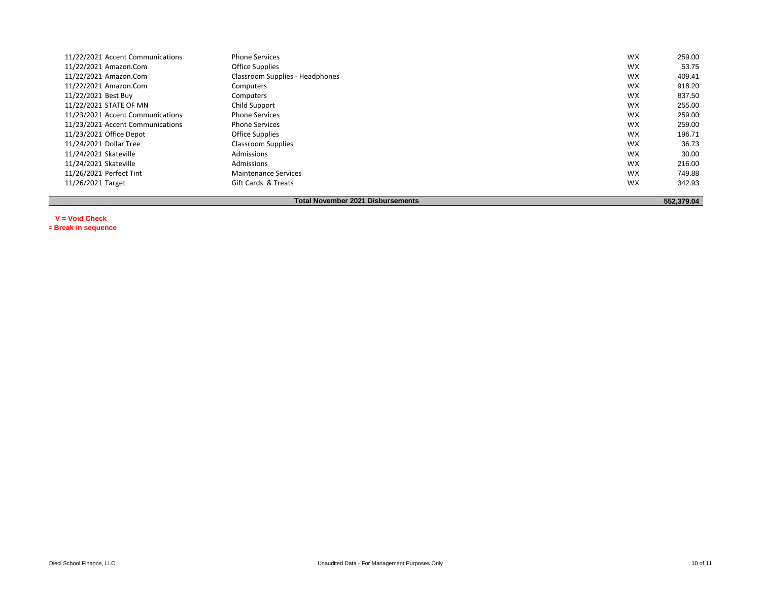| Date | Vendor | Description | Type | Amount |
|---|---|---|---|---|
| 11/22/2021 | Accent Communications | Phone Services | WX | 259.00 |
| 11/22/2021 | Amazon.Com | Office Supplies | WX | 53.75 |
| 11/22/2021 | Amazon.Com | Classroom Supplies - Headphones | WX | 409.41 |
| 11/22/2021 | Amazon.Com | Computers | WX | 918.20 |
| 11/22/2021 | Best Buy | Computers | WX | 837.50 |
| 11/22/2021 | STATE OF MN | Child Support | WX | 255.00 |
| 11/23/2021 | Accent Communications | Phone Services | WX | 259.00 |
| 11/23/2021 | Accent Communications | Phone Services | WX | 259.00 |
| 11/23/2021 | Office Depot | Office Supplies | WX | 196.71 |
| 11/24/2021 | Dollar Tree | Classroom Supplies | WX | 36.73 |
| 11/24/2021 | Skateville | Admissions | WX | 30.00 |
| 11/24/2021 | Skateville | Admissions | WX | 216.00 |
| 11/26/2021 | Perfect Tint | Maintenance Services | WX | 749.88 |
| 11/26/2021 | Target | Gift Cards & Treats | WX | 342.93 |
| | | **Total November 2021 Disbursements** | | **552,379.04** |

**V = Void Check**

**= Break in sequence**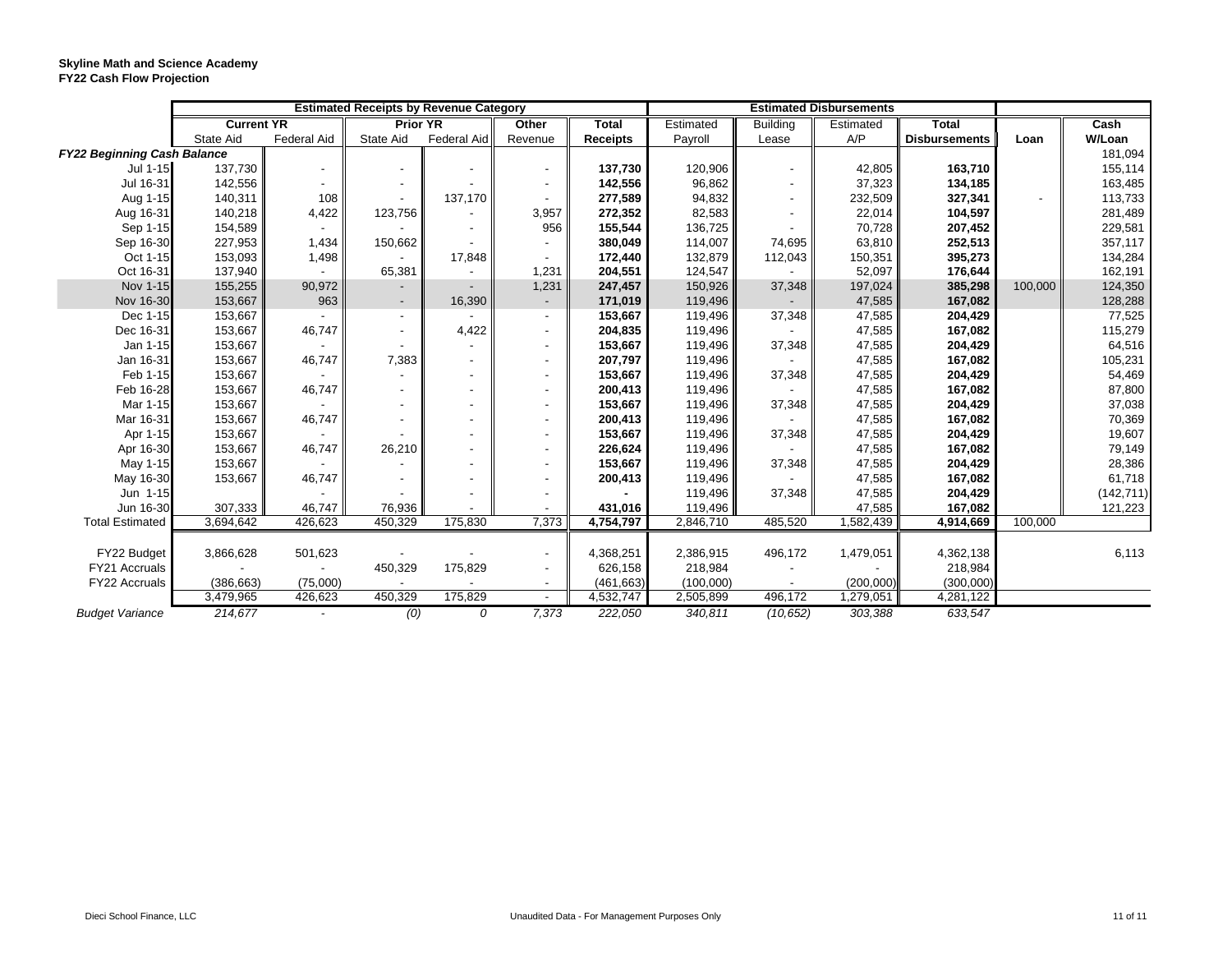**Skyline Math and Science Academy**
**FY22 Cash Flow Projection**

| | Estimated Receipts by Revenue Category | | | | | | Estimated Disbursements | | | | | |
|---|---|---|---|---|---|---|---|---|---|---|---|---|
| | **Current YR** | | **Prior YR** | | **Other** | **Total** | Estimated | Building | Estimated | **Total** | | **Cash** |
| | State Aid | Federal Aid | State Aid | Federal Aid | Revenue | **Receipts** | Payroll | Lease | A/P | **Disbursements** | **Loan** | **W/Loan** |
| ***FY22 Beginning Cash Balance*** | | | | | | | | | | | | 181,094 |
| Jul 1-15 | 137,730 | - | - | - | - | **137,730** | 120,906 | - | 42,805 | **163,710** | | 155,114 |
| Jul 16-31 | 142,556 | - | - | - | - | **142,556** | 96,862 | - | 37,323 | **134,185** | | 163,485 |
| Aug 1-15 | 140,311 | 108 | - | 137,170 | - | **277,589** | 94,832 | - | 232,509 | **327,341** | - | 113,733 |
| Aug 16-31 | 140,218 | 4,422 | 123,756 | - | 3,957 | **272,352** | 82,583 | - | 22,014 | **104,597** | | 281,489 |
| Sep 1-15 | 154,589 | - | - | - | 956 | **155,544** | 136,725 | - | 70,728 | **207,452** | | 229,581 |
| Sep 16-30 | 227,953 | 1,434 | 150,662 | - | - | **380,049** | 114,007 | 74,695 | 63,810 | **252,513** | | 357,117 |
| Oct 1-15 | 153,093 | 1,498 | - | 17,848 | - | **172,440** | 132,879 | 112,043 | 150,351 | **395,273** | | 134,284 |
| Oct 16-31 | 137,940 | - | 65,381 | - | 1,231 | **204,551** | 124,547 | - | 52,097 | **176,644** | | 162,191 |
| Nov 1-15 | 155,255 | 90,972 | - | - | 1,231 | **247,457** | 150,926 | 37,348 | 197,024 | **385,298** | 100,000 | 124,350 |
| Nov 16-30 | 153,667 | 963 | - | 16,390 | - | **171,019** | 119,496 | - | 47,585 | **167,082** | | 128,288 |
| Dec 1-15 | 153,667 | - | - | - | - | **153,667** | 119,496 | 37,348 | 47,585 | **204,429** | | 77,525 |
| Dec 16-31 | 153,667 | 46,747 | - | 4,422 | - | **204,835** | 119,496 | - | 47,585 | **167,082** | | 115,279 |
| Jan 1-15 | 153,667 | - | - | - | - | **153,667** | 119,496 | 37,348 | 47,585 | **204,429** | | 64,516 |
| Jan 16-31 | 153,667 | 46,747 | 7,383 | - | - | **207,797** | 119,496 | - | 47,585 | **167,082** | | 105,231 |
| Feb 1-15 | 153,667 | - | - | - | - | **153,667** | 119,496 | 37,348 | 47,585 | **204,429** | | 54,469 |
| Feb 16-28 | 153,667 | 46,747 | - | - | - | **200,413** | 119,496 | - | 47,585 | **167,082** | | 87,800 |
| Mar 1-15 | 153,667 | - | - | - | - | **153,667** | 119,496 | 37,348 | 47,585 | **204,429** | | 37,038 |
| Mar 16-31 | 153,667 | 46,747 | - | - | - | **200,413** | 119,496 | - | 47,585 | **167,082** | | 70,369 |
| Apr 1-15 | 153,667 | - | - | - | - | **153,667** | 119,496 | 37,348 | 47,585 | **204,429** | | 19,607 |
| Apr 16-30 | 153,667 | 46,747 | 26,210 | - | - | **226,624** | 119,496 | - | 47,585 | **167,082** | | 79,149 |
| May 1-15 | 153,667 | - | - | - | - | **153,667** | 119,496 | 37,348 | 47,585 | **204,429** | | 28,386 |
| May 16-30 | 153,667 | 46,747 | - | - | - | **200,413** | 119,496 | - | 47,585 | **167,082** | | 61,718 |
| Jun 1-15 | | - | - | - | - | **-** | 119,496 | 37,348 | 47,585 | **204,429** | | (142,711) |
| Jun 16-30 | 307,333 | 46,747 | 76,936 | - | - | **431,016** | 119,496 | | 47,585 | **167,082** | | 121,223 |
| Total Estimated | 3,694,642 | 426,623 | 450,329 | 175,830 | 7,373 | **4,754,797** | 2,846,710 | 485,520 | 1,582,439 | **4,914,669** | 100,000 | |
| | | | | | | | | | | | | |
| FY22 Budget | 3,866,628 | 501,623 | - | - | - | 4,368,251 | 2,386,915 | 496,172 | 1,479,051 | 4,362,138 | | 6,113 |
| FY21 Accruals | - | - | 450,329 | 175,829 | - | 626,158 | 218,984 | - | - | 218,984 | | |
| FY22 Accruals | (386,663) | (75,000) | - | - | - | (461,663) | (100,000) | - | (200,000) | (300,000) | | |
| | 3,479,965 | 426,623 | 450,329 | 175,829 | - | 4,532,747 | 2,505,899 | 496,172 | 1,279,051 | 4,281,122 | | |
| *Budget Variance* | *214,677* | *-* | *(0)* | *0* | *7,373* | *222,050* | *340,811* | *(10,652)* | *303,388* | *633,547* | | |

Dieci School Finance, LLC

Unaudited Data - For Management Purposes Only